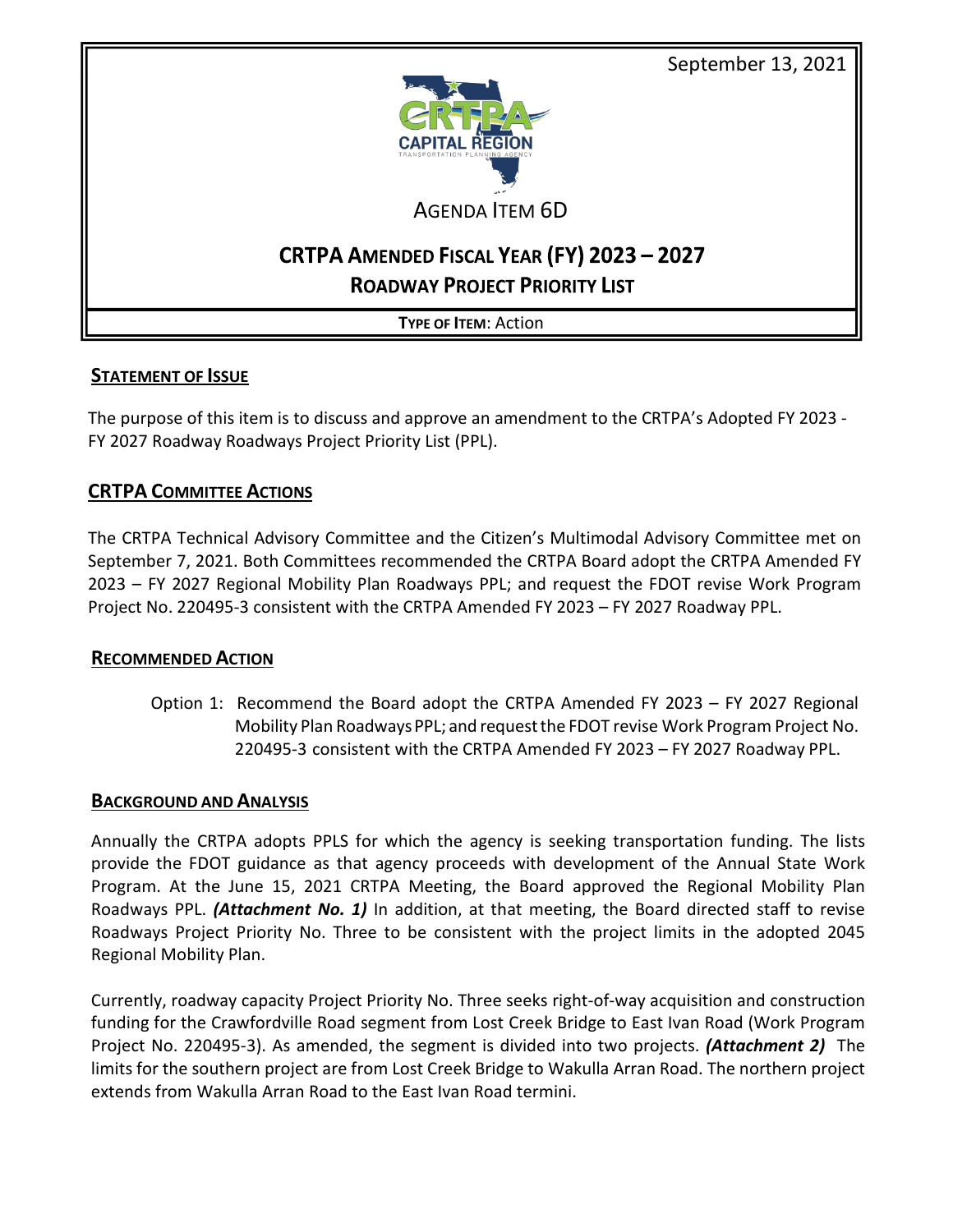September 13, 2021

AGENDA ITEM 6D

# CRTPA AMENDED FISCAL YEAR (FY) 2023 – 2027 ROADWAY PROJECT PRIORITY LIST

**TYPE OF ITEM**: Action

## STATEMENT OF ISSUE

The purpose of this item is to discuss and approve an amendment to the CRTPA's Adopted FY 2023 - FY 2027 Roadway Roadways Project Priority List (PPL).

## CRTPA COMMITTEE ACTIONS

The CRTPA Technical Advisory Committee and the Citizen's Multimodal Advisory Committee met on September 7, 2021. Both Committees recommended the CRTPA Board adopt the CRTPA Amended FY 2023 – FY 2027 Regional Mobility Plan Roadways PPL; and request the FDOT revise Work Program Project No. 220495-3 consistent with the CRTPA Amended FY 2023 – FY 2027 Roadway PPL.

## RECOMMENDED ACTION

Option 1: Recommend the Board adopt the CRTPA Amended FY 2023 – FY 2027 Regional Mobility Plan Roadways PPL; and request the FDOT revise Work Program Project No. 220495-3 consistent with the CRTPA Amended FY 2023 – FY 2027 Roadway PPL.

## BACKGROUND AND ANALYSIS

Annually the CRTPA adopts PPLS for which the agency is seeking transportation funding. The lists provide the FDOT guidance as that agency proceeds with development of the Annual State Work Program. At the June 15, 2021 CRTPA Meeting, the Board approved the Regional Mobility Plan Roadways PPL. ***(Attachment No. 1)*** In addition, at that meeting, the Board directed staff to revise Roadways Project Priority No. Three to be consistent with the project limits in the adopted 2045 Regional Mobility Plan.

Currently, roadway capacity Project Priority No. Three seeks right-of-way acquisition and construction funding for the Crawfordville Road segment from Lost Creek Bridge to East Ivan Road (Work Program Project No. 220495-3). As amended, the segment is divided into two projects. ***(Attachment 2)*** The limits for the southern project are from Lost Creek Bridge to Wakulla Arran Road. The northern project extends from Wakulla Arran Road to the East Ivan Road termini.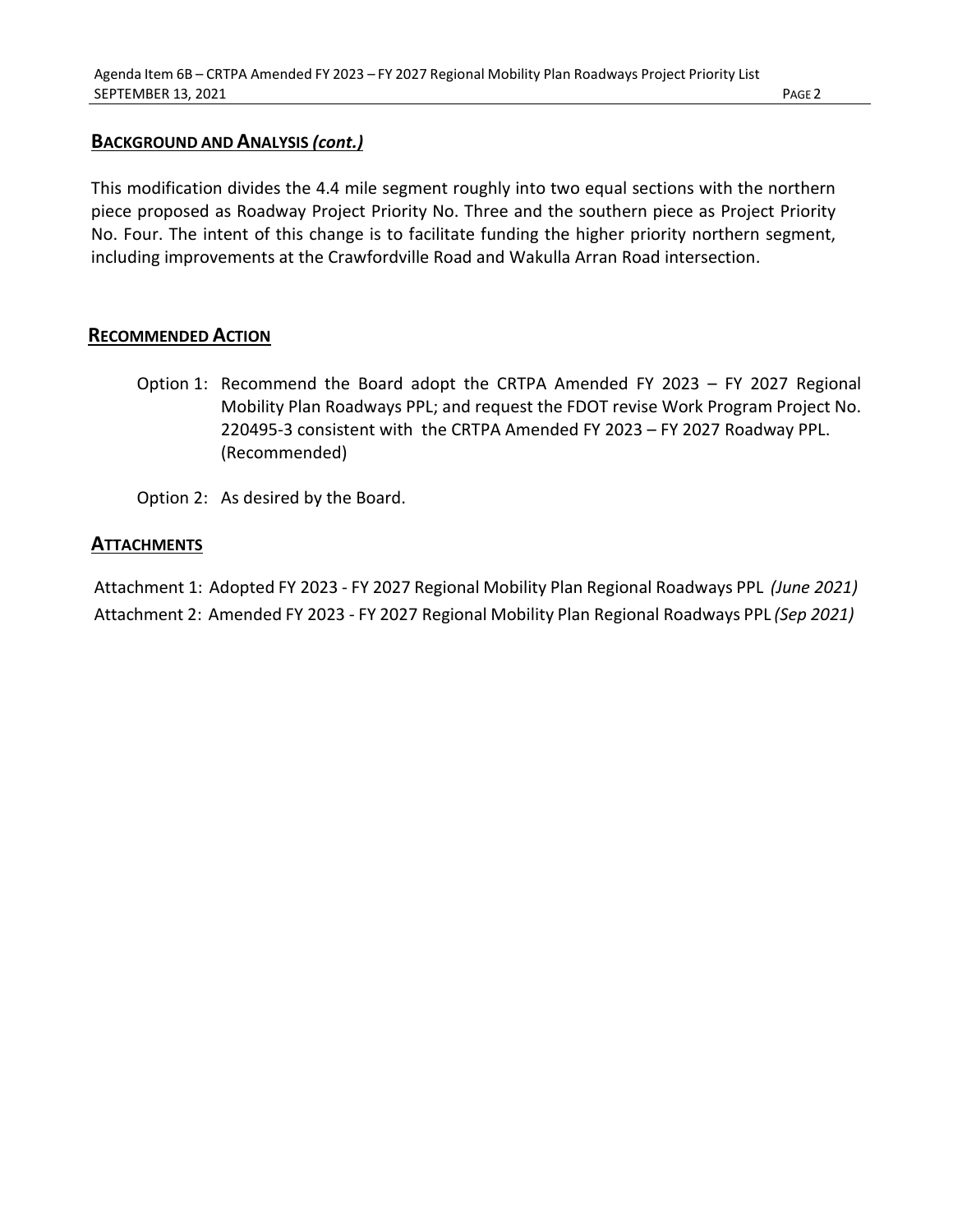## BACKGROUND AND ANALYSIS *(cont.)*

This modification divides the 4.4 mile segment roughly into two equal sections with the northern piece proposed as Roadway Project Priority No. Three and the southern piece as Project Priority No. Four. The intent of this change is to facilitate funding the higher priority northern segment, including improvements at the Crawfordville Road and Wakulla Arran Road intersection.

## RECOMMENDED ACTION

Option 1: Recommend the Board adopt the CRTPA Amended FY 2023 – FY 2027 Regional Mobility Plan Roadways PPL; and request the FDOT revise Work Program Project No. 220495-3 consistent with the CRTPA Amended FY 2023 – FY 2027 Roadway PPL. (Recommended)

Option 2: As desired by the Board.

## ATTACHMENTS

Attachment 1: Adopted FY 2023 - FY 2027 Regional Mobility Plan Regional Roadways PPL *(June 2021)*

Attachment 2: Amended FY 2023 - FY 2027 Regional Mobility Plan Regional Roadways PPL *(Sep 2021)*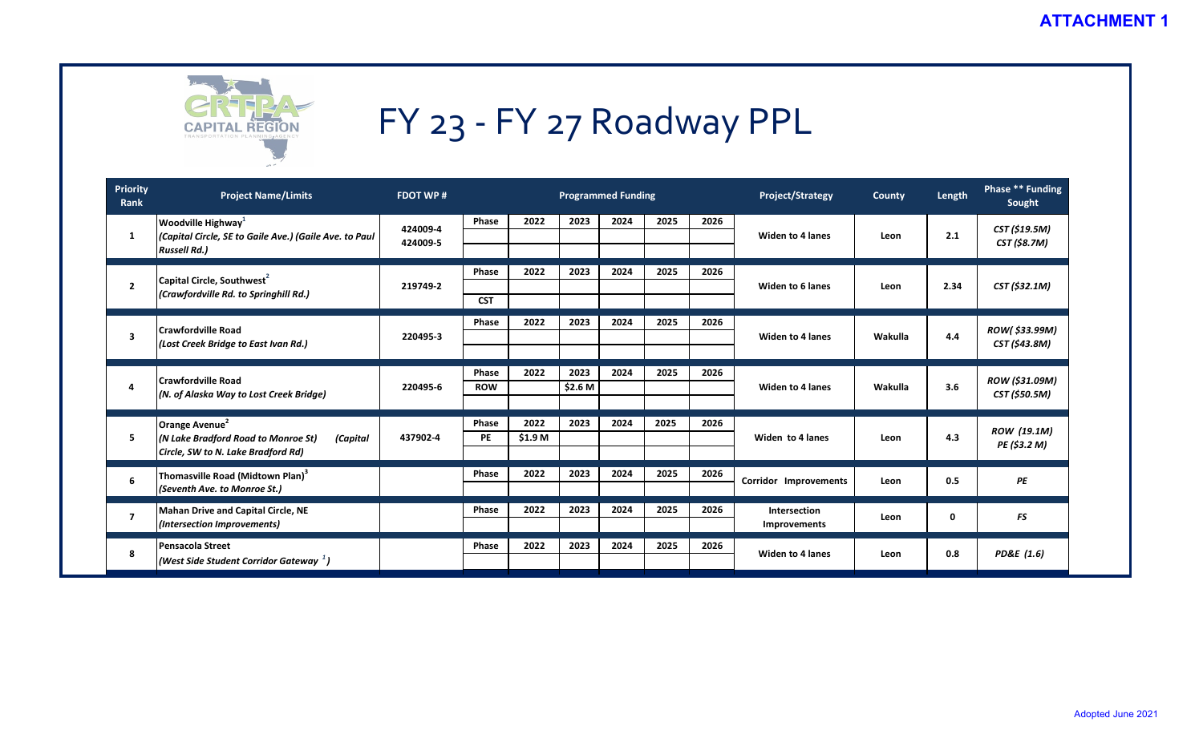**ATTACHMENT 1**

# FY 23 - FY 27 Roadway PPL

| Priority Rank | Project Name/Limits | FDOT WP # | Programmed Funding | | | | | | Project/Strategy | County | Length | Phase ** Funding Sought |
|---|---|---|---|---|---|---|---|---|---|---|---|---|
| | | | Phase | 2022 | 2023 | 2024 | 2025 | 2026 | | | | |
| 1 | **Woodville Highway**[1] *(Capital Circle, SE to Gaile Ave.) (Gaile Ave. to Paul Russell Rd.)* | 424009-4 424009-5 | | | | | | | Widen to 4 lanes | Leon | 2.1 | *CST ($19.5M)* *CST ($8.7M)* |
| 2 | **Capital Circle, Southwest**[2] *(Crawfordville Rd. to Springhill Rd.)* | 219749-2 | CST | | | | | | Widen to 6 lanes | Leon | 2.34 | *CST ($32.1M)* |
| 3 | **Crawfordville Road** *(Lost Creek Bridge to East Ivan Rd.)* | 220495-3 | | | | | | | Widen to 4 lanes | Wakulla | 4.4 | *ROW( $33.99M)* *CST ($43.8M)* |
| 4 | **Crawfordville Road** *(N. of Alaska Way to Lost Creek Bridge)* | 220495-6 | ROW | | $2.6 M | | | | Widen to 4 lanes | Wakulla | 3.6 | *ROW ($31.09M)* *CST ($50.5M)* |
| 5 | **Orange Avenue**[2] *(N Lake Bradford Road to Monroe St) (Capital Circle, SW to N. Lake Bradford Rd)* | 437902-4 | PE | $1.9 M | | | | | Widen to 4 lanes | Leon | 4.3 | *ROW (19.1M)* *PE ($3.2 M)* |
| 6 | **Thomasville Road (Midtown Plan)**[3] *(Seventh Ave. to Monroe St.)* | | | | | | | | Corridor Improvements | Leon | 0.5 | *PE* |
| 7 | **Mahan Drive and Capital Circle, NE** *(Intersection Improvements)* | | | | | | | | Intersection Improvements | Leon | 0 | *FS* |
| 8 | **Pensacola Street** *(West Side Student Corridor Gateway [1])* | | | | | | | | Widen to 4 lanes | Leon | 0.8 | *PD&E (1.6)* |

Adopted June 2021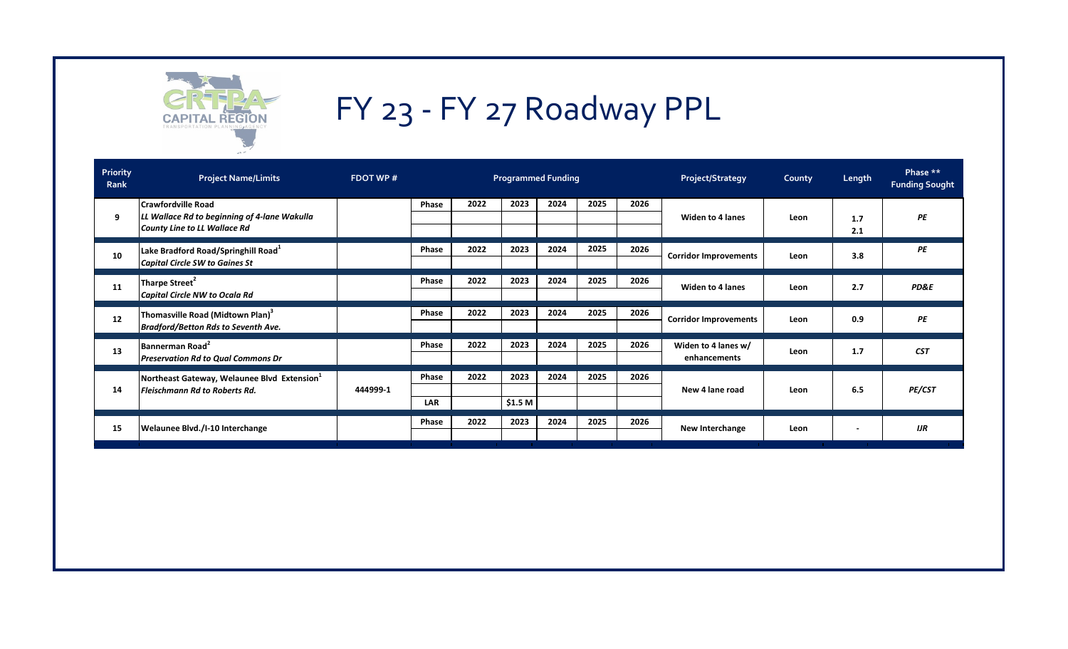# FY 23 - FY 27 Roadway PPL

| Priority Rank | Project Name/Limits | FDOT WP # | Programmed Funding | | | | | | Project/Strategy | County | Length | Phase ** Funding Sought |
|---|---|---|---|---|---|---|---|---|---|---|---|---|
| | | | Phase | 2022 | 2023 | 2024 | 2025 | 2026 | | | | |
| 9 | **Crawfordville Road**<br>*LL Wallace Rd to beginning of 4-lane Wakulla County Line to LL Wallace Rd* | | Phase | 2022 | 2023 | 2024 | 2025 | 2026 | Widen to 4 lanes | Leon | 1.7<br>2.1 | *PE* |
| 10 | **Lake Bradford Road/Springhill Road**[1]<br>*Capital Circle SW to Gaines St* | | Phase | 2022 | 2023 | 2024 | 2025 | 2026 | Corridor Improvements | Leon | 3.8 | *PE* |
| 11 | **Tharpe Street**[2]<br>*Capital Circle NW to Ocala Rd* | | Phase | 2022 | 2023 | 2024 | 2025 | 2026 | Widen to 4 lanes | Leon | 2.7 | *PD&E* |
| 12 | **Thomasville Road (Midtown Plan)**[3]<br>*Bradford/Betton Rds to Seventh Ave.* | | Phase | 2022 | 2023 | 2024 | 2025 | 2026 | Corridor Improvements | Leon | 0.9 | *PE* |
| 13 | **Bannerman Road**[2]<br>*Preservation Rd to Qual Commons Dr* | | Phase | 2022 | 2023 | 2024 | 2025 | 2026 | Widen to 4 lanes w/ enhancements | Leon | 1.7 | *CST* |
| 14 | **Northeast Gateway, Welaunee Blvd Extension**[1]<br>*Fleischmann Rd to Roberts Rd.* | 444999-1 | Phase | 2022 | 2023 | 2024 | 2025 | 2026 | New 4 lane road | Leon | 6.5 | *PE/CST* |
| | | | LAR | | $1.5 M | | | | | | | |
| 15 | **Welaunee Blvd./I-10 Interchange** | | Phase | 2022 | 2023 | 2024 | 2025 | 2026 | New Interchange | Leon | - | *IJR* |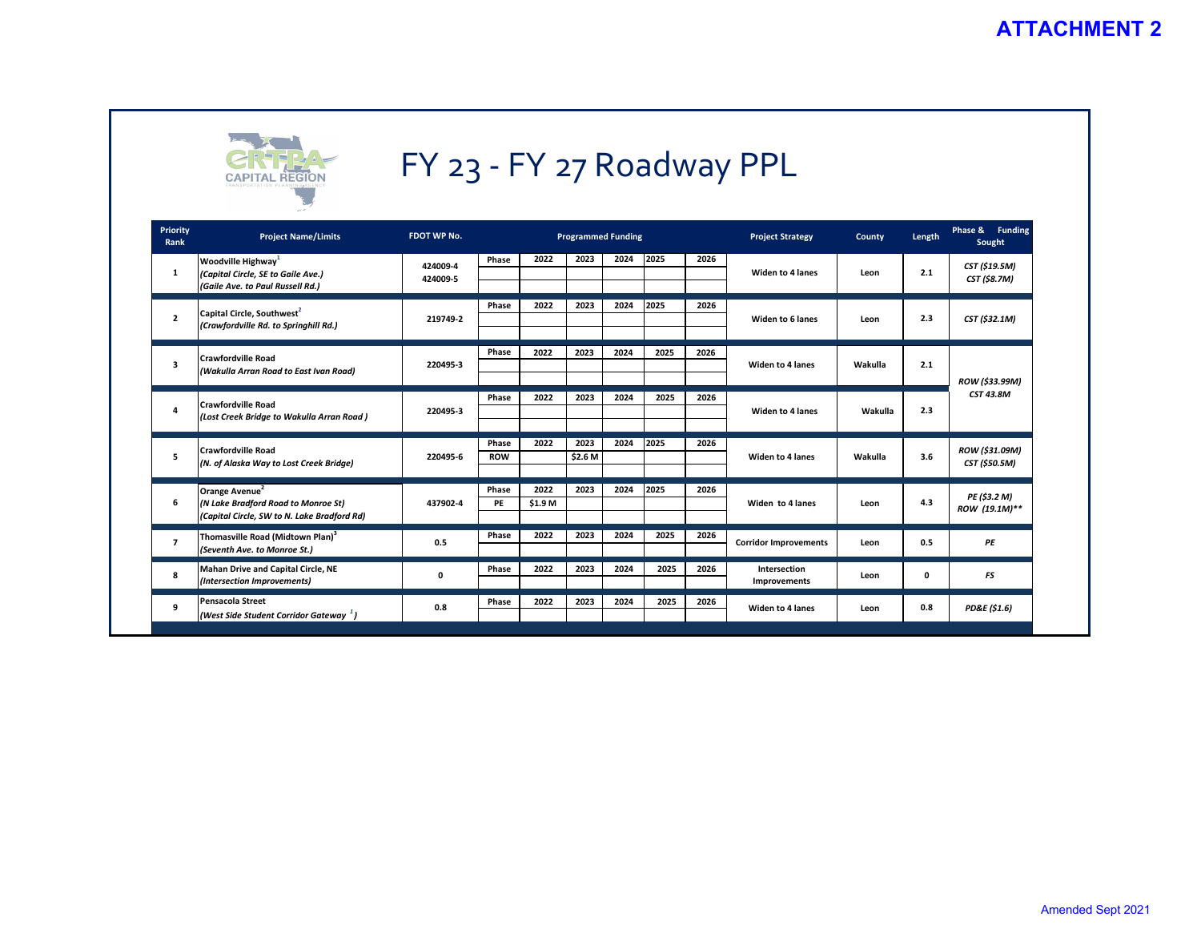# ATTACHMENT 2

CRTPA CAPITAL REGION TRANSPORTATION PLANNING AGENCY

## FY 23 - FY 27 Roadway PPL

| Priority Rank | Project Name/Limits | FDOT WP No. | Programmed Funding | | | | | | Project Strategy | County | Length | Phase & Funding Sought |
|---|---|---|---|---|---|---|---|---|---|---|---|---|
| | | | Phase | 2022 | 2023 | 2024 | 2025 | 2026 | | | | |
| 1 | Woodville Highway[1] *(Capital Circle, SE to Gaile Ave.)* *(Gaile Ave. to Paul Russell Rd.)* | 424009-4 424009-5 | | | | | | | Widen to 4 lanes | Leon | 2.1 | *CST ($19.5M)* *CST ($8.7M)* |
| 2 | Capital Circle, Southwest[2] *(Crawfordville Rd. to Springhill Rd.)* | 219749-2 | | | | | | | Widen to 6 lanes | Leon | 2.3 | *CST ($32.1M)* |
| 3 | Crawfordville Road *(Wakulla Arran Road to East Ivan Road)* | 220495-3 | | | | | | | Widen to 4 lanes | Wakulla | 2.1 | *ROW ($33.99M)* *CST 43.8M* |
| 4 | Crawfordville Road *(Lost Creek Bridge to Wakulla Arran Road )* | 220495-3 | | | | | | | Widen to 4 lanes | Wakulla | 2.3 | |
| 5 | Crawfordville Road *(N. of Alaska Way to Lost Creek Bridge)* | 220495-6 | ROW | | $2.6 M | | | | Widen to 4 lanes | Wakulla | 3.6 | *ROW ($31.09M)* *CST ($50.5M)* |
| 6 | Orange Avenue[2] *(N Lake Bradford Road to Monroe St)* *(Capital Circle, SW to N. Lake Bradford Rd)* | 437902-4 | PE | $1.9 M | | | | | Widen to 4 lanes | Leon | 4.3 | *PE ($3.2 M)* *ROW (19.1M)\*\** |
| 7 | Thomasville Road (Midtown Plan)[3] *(Seventh Ave. to Monroe St.)* | 0.5 | | | | | | | Corridor Improvements | Leon | 0.5 | *PE* |
| 8 | Mahan Drive and Capital Circle, NE *(Intersection Improvements)* | 0 | | | | | | | Intersection Improvements | Leon | 0 | *FS* |
| 9 | Pensacola Street *(West Side Student Corridor Gateway [1])* | 0.8 | | | | | | | Widen to 4 lanes | Leon | 0.8 | *PD&E ($1.6)* |

Amended Sept 2021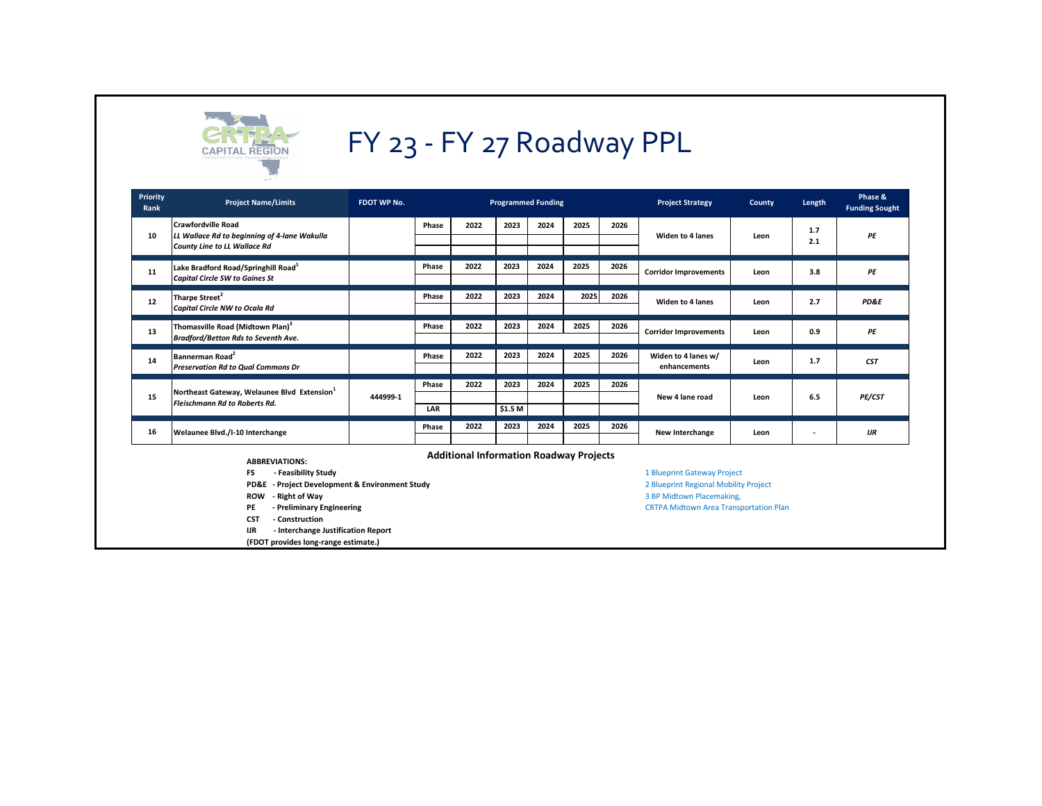# FY 23 - FY 27 Roadway PPL

| Priority Rank | Project Name/Limits | FDOT WP No. | Programmed Funding | | | | | | Project Strategy | County | Length | Phase & Funding Sought |
|---|---|---|---|---|---|---|---|---|---|---|---|---|
| 10 | Crawfordville Road<br>*LL Wallace Rd to beginning of 4-lane Wakulla County Line to LL Wallace Rd* | | Phase | 2022 | 2023 | 2024 | 2025 | 2026 | Widen to 4 lanes | Leon | 1.7<br>2.1 | *PE* |
| | | | | | | | | | | | | |
| | | | | | | | | | | | | |
| 11 | Lake Bradford Road/Springhill Road[1]<br>*Capital Circle SW to Gaines St* | | Phase | 2022 | 2023 | 2024 | 2025 | 2026 | Corridor Improvements | Leon | 3.8 | *PE* |
| | | | | | | | | | | | | |
| 12 | Tharpe Street[2]<br>*Capital Circle NW to Ocala Rd* | | Phase | 2022 | 2023 | 2024 | 2025 | 2026 | Widen to 4 lanes | Leon | 2.7 | *PD&E* |
| | | | | | | | | | | | | |
| 13 | Thomasville Road (Midtown Plan)[3]<br>*Bradford/Betton Rds to Seventh Ave.* | | Phase | 2022 | 2023 | 2024 | 2025 | 2026 | Corridor Improvements | Leon | 0.9 | *PE* |
| | | | | | | | | | | | | |
| 14 | Bannerman Road[2]<br>*Preservation Rd to Qual Commons Dr* | | Phase | 2022 | 2023 | 2024 | 2025 | 2026 | Widen to 4 lanes w/ enhancements | Leon | 1.7 | *CST* |
| | | | | | | | | | | | | |
| 15 | Northeast Gateway, Welaunee Blvd Extension[1]<br>*Fleischmann Rd to Roberts Rd.* | 444999-1 | Phase | 2022 | 2023 | 2024 | 2025 | 2026 | New 4 lane road | Leon | 6.5 | *PE/CST* |
| | | | | | | | | | | | | |
| | | | LAR | | $1.5 M | | | | | | | |
| 16 | Welaunee Blvd./I-10 Interchange | | Phase | 2022 | 2023 | 2024 | 2025 | 2026 | New Interchange | Leon | - | *IJR* |
| | | | | | | | | | | | | |

**Additional Information Roadway Projects**

**ABBREVIATIONS:**

- **FS** - Feasibility Study
- **PD&E** - Project Development & Environment Study
- **ROW** - Right of Way
- **PE** - Preliminary Engineering
- **CST** - Construction
- **IJR** - Interchange Justification Report

**(FDOT provides long-range estimate.)**

1 Blueprint Gateway Project
2 Blueprint Regional Mobility Project
3 BP Midtown Placemaking,
CRTPA Midtown Area Transportation Plan